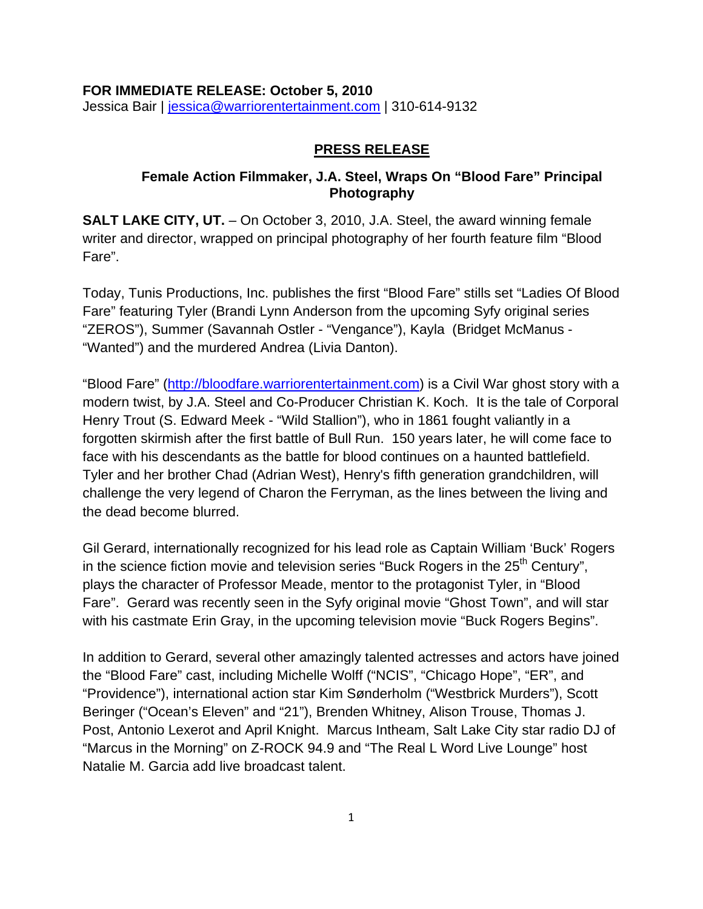**FOR IMMEDIATE RELEASE: October 5, 2010**
Jessica Bair | [jessica@warriorentertainment.com](mailto:jessica@warriorentertainment.com) | 310-614-9132

## PRESS RELEASE

### Female Action Filmmaker, J.A. Steel, Wraps On "Blood Fare" Principal Photography

**SALT LAKE CITY, UT.** – On October 3, 2010, J.A. Steel, the award winning female writer and director, wrapped on principal photography of her fourth feature film "Blood Fare".

Today, Tunis Productions, Inc. publishes the first "Blood Fare" stills set "Ladies Of Blood Fare" featuring Tyler (Brandi Lynn Anderson from the upcoming Syfy original series "ZEROS"), Summer (Savannah Ostler - "Vengance"), Kayla (Bridget McManus - "Wanted") and the murdered Andrea (Livia Danton).

"Blood Fare" ([http://bloodfare.warriorentertainment.com](http://bloodfare.warriorentertainment.com)) is a Civil War ghost story with a modern twist, by J.A. Steel and Co-Producer Christian K. Koch. It is the tale of Corporal Henry Trout (S. Edward Meek - "Wild Stallion"), who in 1861 fought valiantly in a forgotten skirmish after the first battle of Bull Run. 150 years later, he will come face to face with his descendants as the battle for blood continues on a haunted battlefield. Tyler and her brother Chad (Adrian West), Henry's fifth generation grandchildren, will challenge the very legend of Charon the Ferryman, as the lines between the living and the dead become blurred.

Gil Gerard, internationally recognized for his lead role as Captain William 'Buck' Rogers in the science fiction movie and television series "Buck Rogers in the 25th Century", plays the character of Professor Meade, mentor to the protagonist Tyler, in "Blood Fare". Gerard was recently seen in the Syfy original movie "Ghost Town", and will star with his castmate Erin Gray, in the upcoming television movie "Buck Rogers Begins".

In addition to Gerard, several other amazingly talented actresses and actors have joined the "Blood Fare" cast, including Michelle Wolff ("NCIS", "Chicago Hope", "ER", and "Providence"), international action star Kim Sønderholm ("Westbrick Murders"), Scott Beringer ("Ocean's Eleven" and "21"), Brenden Whitney, Alison Trouse, Thomas J. Post, Antonio Lexerot and April Knight. Marcus Intheam, Salt Lake City star radio DJ of "Marcus in the Morning" on Z-ROCK 94.9 and "The Real L Word Live Lounge" host Natalie M. Garcia add live broadcast talent.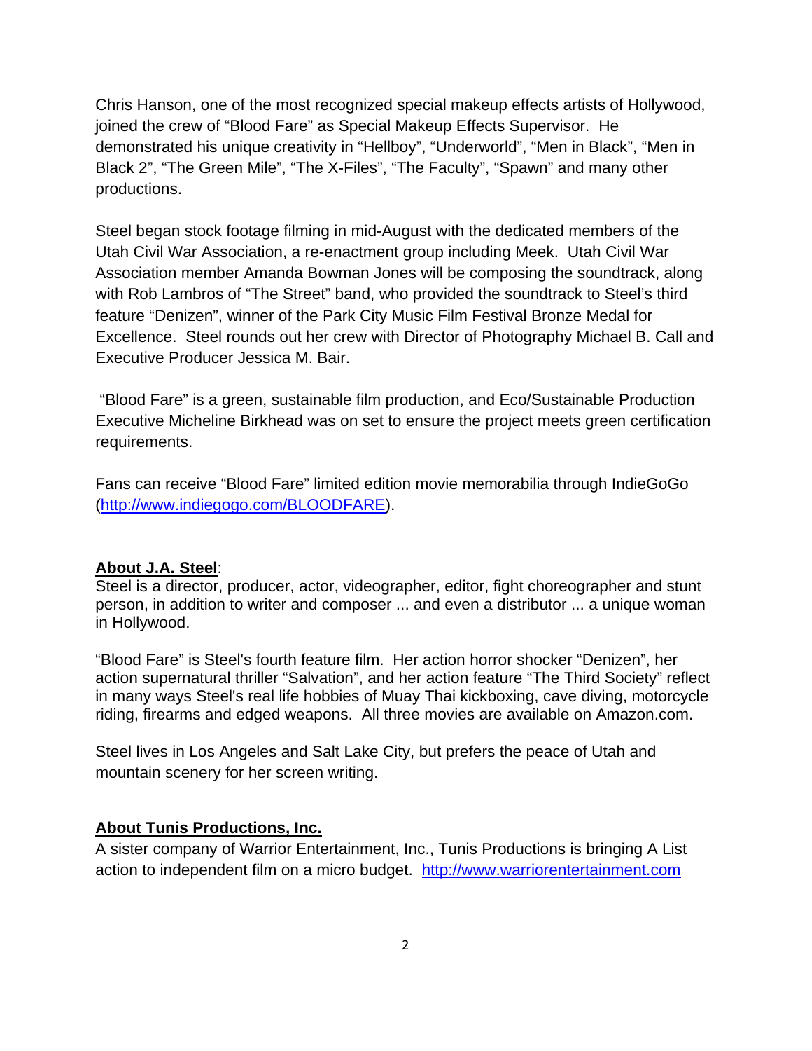Chris Hanson, one of the most recognized special makeup effects artists of Hollywood, joined the crew of “Blood Fare” as Special Makeup Effects Supervisor. He demonstrated his unique creativity in “Hellboy”, “Underworld”, “Men in Black”, “Men in Black 2”, “The Green Mile”, “The X-Files”, “The Faculty”, “Spawn” and many other productions.

Steel began stock footage filming in mid-August with the dedicated members of the Utah Civil War Association, a re-enactment group including Meek. Utah Civil War Association member Amanda Bowman Jones will be composing the soundtrack, along with Rob Lambros of “The Street” band, who provided the soundtrack to Steel’s third feature “Denizen”, winner of the Park City Music Film Festival Bronze Medal for Excellence. Steel rounds out her crew with Director of Photography Michael B. Call and Executive Producer Jessica M. Bair.

“Blood Fare” is a green, sustainable film production, and Eco/Sustainable Production Executive Micheline Birkhead was on set to ensure the project meets green certification requirements.

Fans can receive “Blood Fare” limited edition movie memorabilia through IndieGoGo (http://www.indiegogo.com/BLOODFARE).

**About J.A. Steel**:
Steel is a director, producer, actor, videographer, editor, fight choreographer and stunt person, in addition to writer and composer ... and even a distributor ... a unique woman in Hollywood.

“Blood Fare” is Steel's fourth feature film. Her action horror shocker “Denizen”, her action supernatural thriller “Salvation”, and her action feature “The Third Society” reflect in many ways Steel's real life hobbies of Muay Thai kickboxing, cave diving, motorcycle riding, firearms and edged weapons. All three movies are available on Amazon.com.

Steel lives in Los Angeles and Salt Lake City, but prefers the peace of Utah and mountain scenery for her screen writing.

**About Tunis Productions, Inc.**
A sister company of Warrior Entertainment, Inc., Tunis Productions is bringing A List action to independent film on a micro budget. http://www.warriorentertainment.com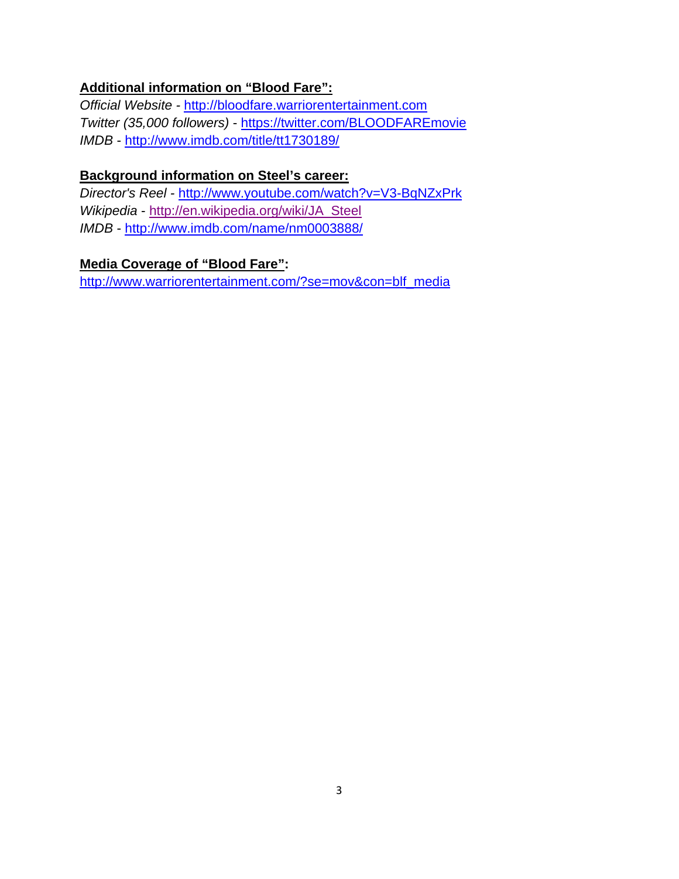**Additional information on "Blood Fare":**

*Official Website* - http://bloodfare.warriorentertainment.com
*Twitter (35,000 followers)* - https://twitter.com/BLOODFAREmovie
*IMDB* - http://www.imdb.com/title/tt1730189/

**Background information on Steel's career:**

*Director's Reel* - http://www.youtube.com/watch?v=V3-BqNZxPrk
*Wikipedia* - http://en.wikipedia.org/wiki/JA_Steel
*IMDB* - http://www.imdb.com/name/nm0003888/

**Media Coverage of "Blood Fare":**

http://www.warriorentertainment.com/?se=mov&con=blf_media